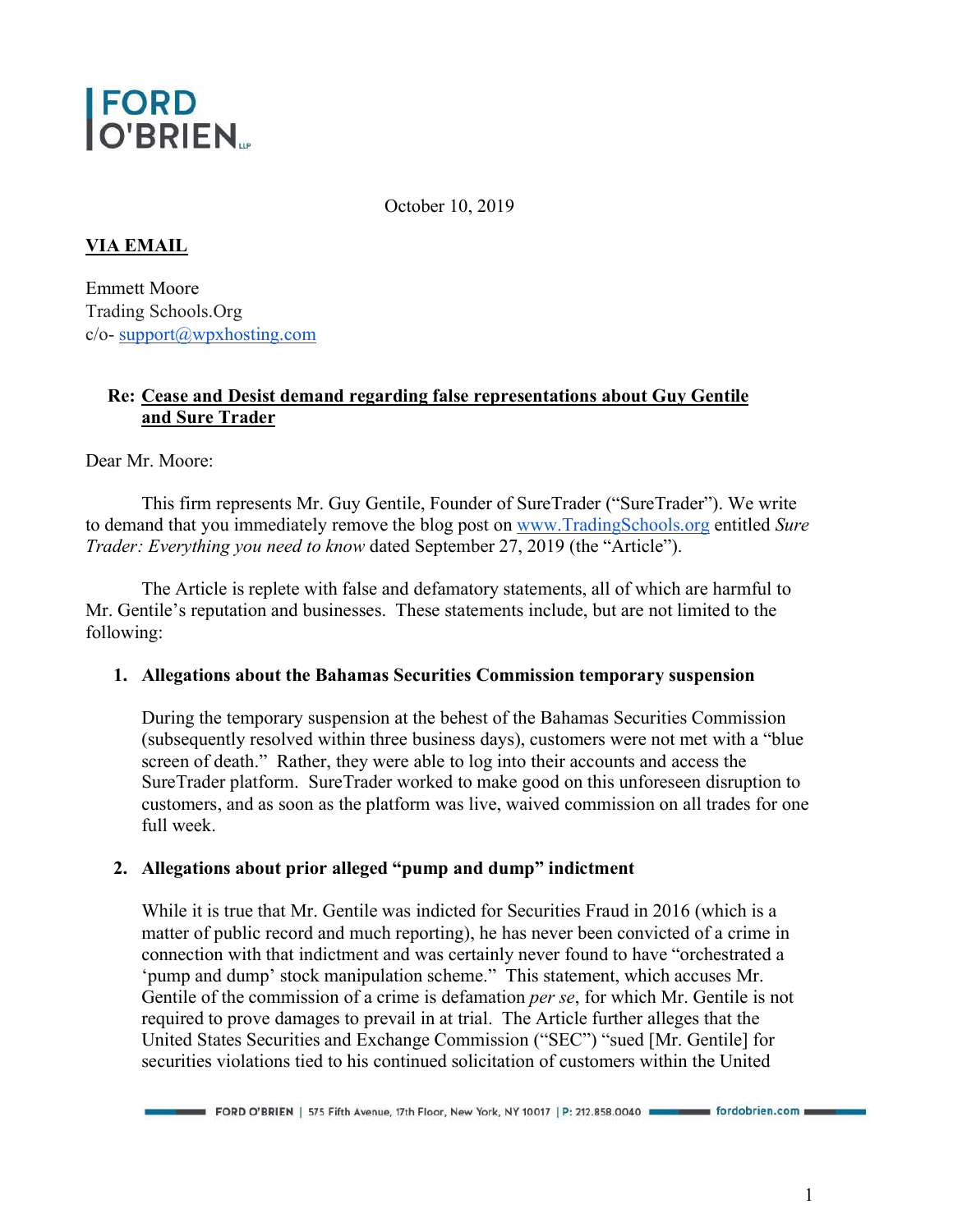**FORD O'BRIEN LLP**

October 10, 2019

**VIA EMAIL**

Emmett Moore
Trading Schools.Org
c/o- support@wpxhosting.com

**Re: Cease and Desist demand regarding false representations about Guy Gentile and Sure Trader**

Dear Mr. Moore:

This firm represents Mr. Guy Gentile, Founder of SureTrader ("SureTrader"). We write to demand that you immediately remove the blog post on www.TradingSchools.org entitled *Sure Trader: Everything you need to know* dated September 27, 2019 (the "Article").

The Article is replete with false and defamatory statements, all of which are harmful to Mr. Gentile's reputation and businesses. These statements include, but are not limited to the following:

1. **Allegations about the Bahamas Securities Commission temporary suspension**

   During the temporary suspension at the behest of the Bahamas Securities Commission (subsequently resolved within three business days), customers were not met with a "blue screen of death." Rather, they were able to log into their accounts and access the SureTrader platform. SureTrader worked to make good on this unforeseen disruption to customers, and as soon as the platform was live, waived commission on all trades for one full week.

2. **Allegations about prior alleged "pump and dump" indictment**

   While it is true that Mr. Gentile was indicted for Securities Fraud in 2016 (which is a matter of public record and much reporting), he has never been convicted of a crime in connection with that indictment and was certainly never found to have "orchestrated a 'pump and dump' stock manipulation scheme." This statement, which accuses Mr. Gentile of the commission of a crime is defamation *per se*, for which Mr. Gentile is not required to prove damages to prevail in at trial. The Article further alleges that the United States Securities and Exchange Commission ("SEC") "sued [Mr. Gentile] for securities violations tied to his continued solicitation of customers within the United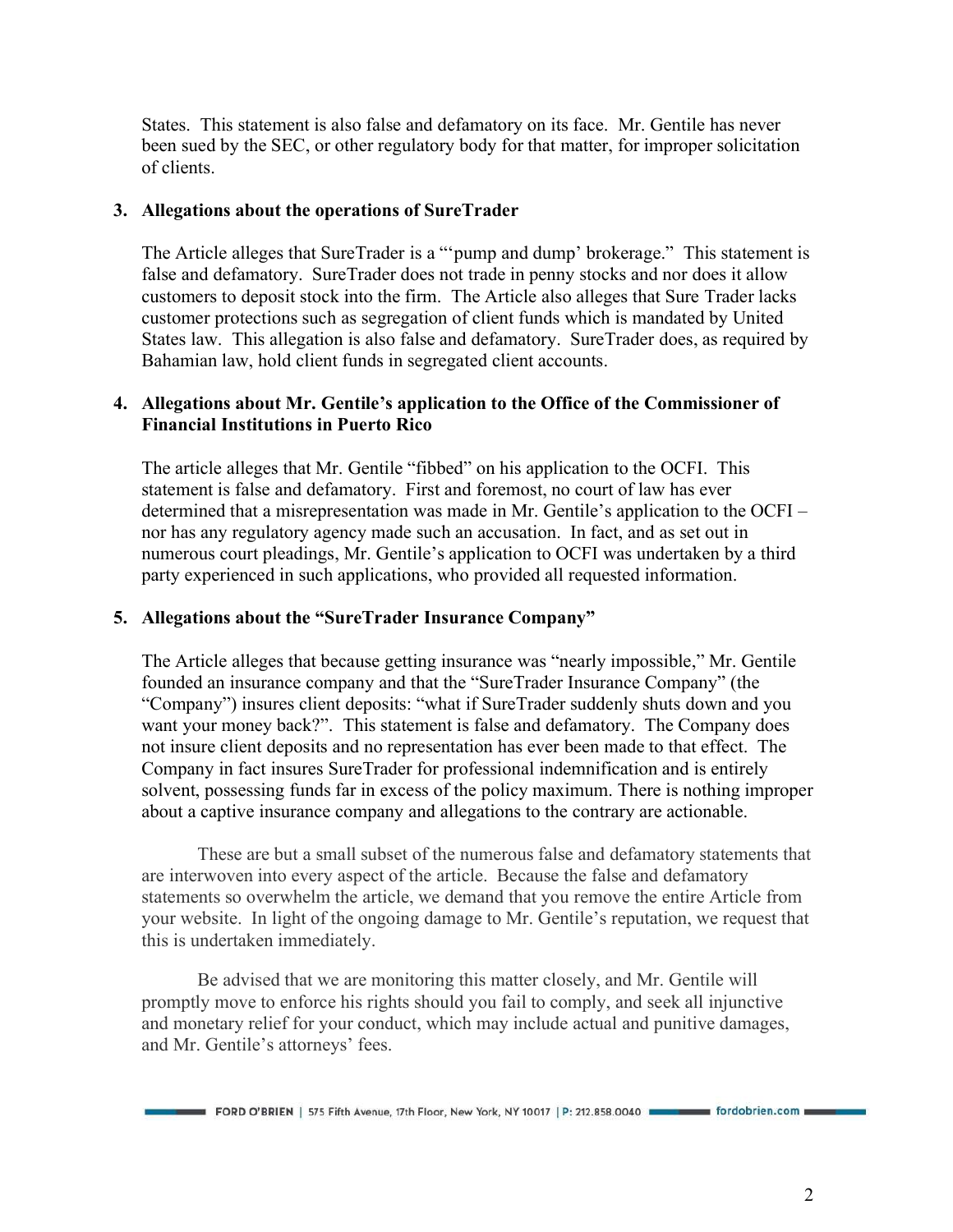States. This statement is also false and defamatory on its face. Mr. Gentile has never been sued by the SEC, or other regulatory body for that matter, for improper solicitation of clients.

**3. Allegations about the operations of SureTrader**

The Article alleges that SureTrader is a "'pump and dump' brokerage." This statement is false and defamatory. SureTrader does not trade in penny stocks and nor does it allow customers to deposit stock into the firm. The Article also alleges that Sure Trader lacks customer protections such as segregation of client funds which is mandated by United States law. This allegation is also false and defamatory. SureTrader does, as required by Bahamian law, hold client funds in segregated client accounts.

**4. Allegations about Mr. Gentile's application to the Office of the Commissioner of Financial Institutions in Puerto Rico**

The article alleges that Mr. Gentile "fibbed" on his application to the OCFI. This statement is false and defamatory. First and foremost, no court of law has ever determined that a misrepresentation was made in Mr. Gentile's application to the OCFI – nor has any regulatory agency made such an accusation. In fact, and as set out in numerous court pleadings, Mr. Gentile's application to OCFI was undertaken by a third party experienced in such applications, who provided all requested information.

**5. Allegations about the "SureTrader Insurance Company"**

The Article alleges that because getting insurance was "nearly impossible," Mr. Gentile founded an insurance company and that the "SureTrader Insurance Company" (the "Company") insures client deposits: "what if SureTrader suddenly shuts down and you want your money back?". This statement is false and defamatory. The Company does not insure client deposits and no representation has ever been made to that effect. The Company in fact insures SureTrader for professional indemnification and is entirely solvent, possessing funds far in excess of the policy maximum. There is nothing improper about a captive insurance company and allegations to the contrary are actionable.

These are but a small subset of the numerous false and defamatory statements that are interwoven into every aspect of the article. Because the false and defamatory statements so overwhelm the article, we demand that you remove the entire Article from your website. In light of the ongoing damage to Mr. Gentile's reputation, we request that this is undertaken immediately.

Be advised that we are monitoring this matter closely, and Mr. Gentile will promptly move to enforce his rights should you fail to comply, and seek all injunctive and monetary relief for your conduct, which may include actual and punitive damages, and Mr. Gentile's attorneys' fees.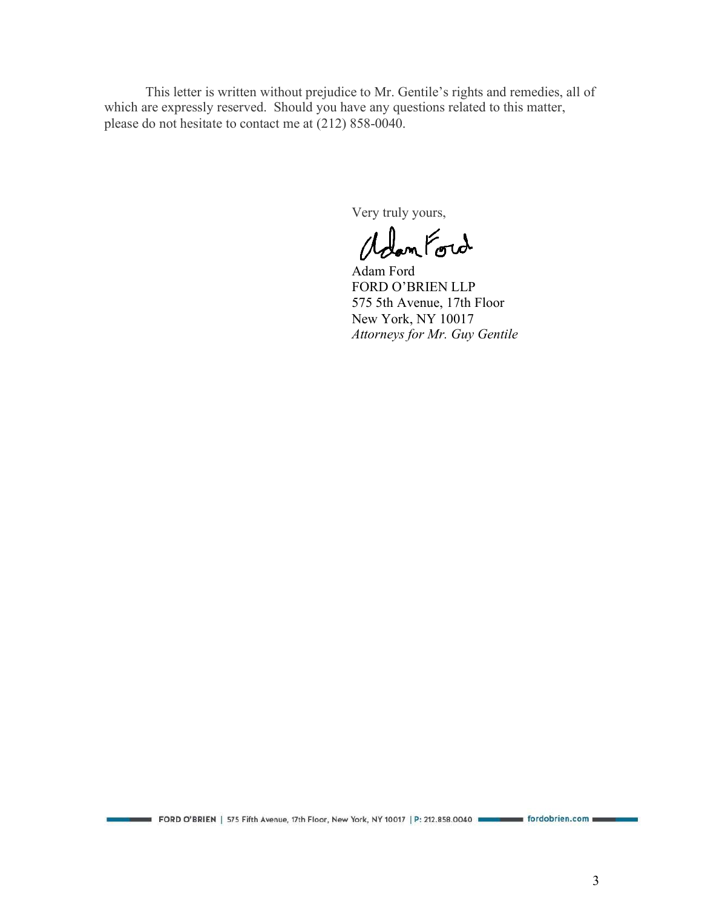This letter is written without prejudice to Mr. Gentile's rights and remedies, all of which are expressly reserved. Should you have any questions related to this matter, please do not hesitate to contact me at (212) 858-0040.

Very truly yours,

Adam Ford
FORD O'BRIEN LLP
575 5th Avenue, 17th Floor
New York, NY 10017
*Attorneys for Mr. Guy Gentile*